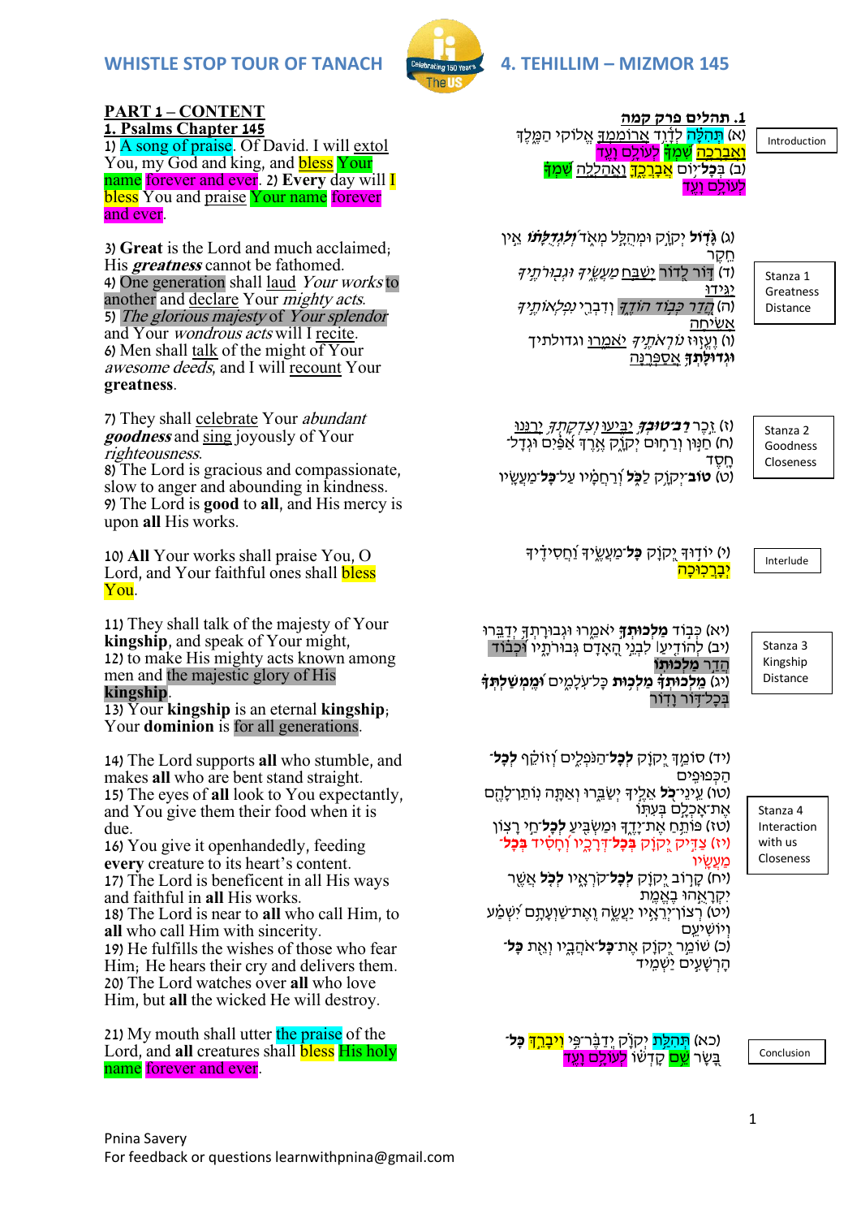# WHISTLE STOP TOUR OF TANACH

# 4. TEHILLIM – MIZMOR 145

## PART 1 – CONTENT

### 1. Psalms Chapter 145

1) A song of praise. Of David. I will extol You, my God and king, and bless Your name forever and ever. 2) **Every** day will I bless You and praise Your name forever and ever.

3) **Great** is the Lord and much acclaimed; His ***greatness*** cannot be fathomed.
4) One generation shall laud *Your works* to another and declare Your *mighty acts*.
5) *The glorious majesty* of *Your splendor* and Your *wondrous acts* will I recite.
6) Men shall talk of the might of Your *awesome deeds*, and I will recount Your **greatness**.

7) They shall celebrate Your *abundant* ***goodness*** and sing joyously of Your *righteousness*.
8) The Lord is gracious and compassionate, slow to anger and abounding in kindness.
9) The Lord is **good** to **all**, and His mercy is upon **all** His works.

10) **All** Your works shall praise You, O Lord, and Your faithful ones shall bless You.

11) They shall talk of the majesty of Your **kingship**, and speak of Your might,
12) to make His mighty acts known among men and the majestic glory of His **kingship**.
13) Your **kingship** is an eternal **kingship**; Your **dominion** is for all generations.

14) The Lord supports **all** who stumble, and makes **all** who are bent stand straight.
15) The eyes of **all** look to You expectantly, and You give them their food when it is due.
16) You give it openhandedly, feeding **every** creature to its heart's content.
17) The Lord is beneficent in all His ways and faithful in **all** His works.
18) The Lord is near to **all** who call Him, to **all** who call Him with sincerity.
19) He fulfills the wishes of those who fear Him; He hears their cry and delivers them.
20) The Lord watches over **all** who love Him, but **all** the wicked He will destroy.

21) My mouth shall utter the praise of the Lord, and **all** creatures shall bless His holy name forever and ever.

### 1. תהלים פרק קמה

**Introduction**

(א) תְּהִלָּה לְדָוִד אֲרוֹמִמְךָ אֱלוֹקַי הַמֶּלֶךְ וַאֲבָרְכָה שִׁמְךָ לְעוֹלָם וָעֶד
(ב) בְּ**כָל**־יוֹם אֲבָרְכֶךָּ וַאֲהַלְלָה שִׁמְךָ לְעוֹלָם וָעֶד

**Stanza 1 – Greatness – Distance**

(ג) **גָּדוֹל** יְקֹוָק וּמְהֻלָּל מְאֹד ***וְלִגְדֻלָּתוֹ*** אֵין חֵקֶר
(ד) דּוֹר לְדוֹר יְשַׁבַּח *מַעֲשֶׂיךָ וּגְבוּרֹתֶיךָ* יַגִּידוּ
(ה) *הֲדַר כְּבוֹד הוֹדֶךָ* וְדִבְרֵי *נִפְלְאוֹתֶיךָ* אָשִׂיחָה
(ו) וֶעֱזוּז *נוֹרְאֹתֶיךָ* יֹאמֵרוּ וגדולתיך **וּגְדוּלָּתְךָ** אֲסַפְּרֶנָּה

**Stanza 2 – Goodness – Closeness**

(ז) זֵכֶר ***רַב־טוּבְךָ*** יַבִּיעוּ *וְצִדְקָתְךָ* יְרַנֵּנוּ
(ח) חַנּוּן וְרַחוּם יְקֹוָק אֶרֶךְ אַפַּיִם וּגְדָל־חָסֶד
(ט) **טוֹב**־יְקֹוָק **לַכֹּל** וְרַחֲמָיו עַל־**כָּל**־מַעֲשָׂיו

**Interlude**

(י) יוֹדוּךָ יְקֹוָק **כָּל**־מַעֲשֶׂיךָ וַחֲסִידֶיךָ יְבָרְכוּכָה

**Stanza 3 – Kingship – Distance**

(יא) כְּבוֹד **מַלְכוּתְךָ** יֹאמֵרוּ וּגְבוּרָתְךָ יְדַבֵּרוּ
(יב) לְהוֹדִיעַ לִבְנֵי הָאָדָם גְּבוּרֹתָיו וּכְבוֹד הֲדַר **מַלְכוּתוֹ**
(יג) **מַלְכוּתְךָ מַלְכוּת** כָּל־עֹלָמִים **וּמֶמְשַׁלְתְּךָ** בְּכָל־דּוֹר וָדוֹר

**Stanza 4 – Interaction with us – Closeness**

(יד) סוֹמֵךְ יְקֹוָק **לְכָל**־הַנֹּפְלִים וְזוֹקֵף **לְכָל**־הַכְּפוּפִים
(טו) עֵינֵי־**כֹל** אֵלֶיךָ יְשַׂבֵּרוּ וְאַתָּה נוֹתֵן־לָהֶם אֶת־אָכְלָם בְּעִתּוֹ
(טז) פּוֹתֵחַ אֶת־יָדֶךָ וּמַשְׂבִּיעַ **לְכָל**־חַי רָצוֹן
(יז) צַדִּיק יְקֹוָק **בְּכָל**־דְּרָכָיו וְחָסִיד **בְּכָל**־מַעֲשָׂיו
(יח) קָרוֹב יְקֹוָק **לְכָל**־קֹרְאָיו **לְכֹל** אֲשֶׁר יִקְרָאֻהוּ בֶאֱמֶת
(יט) רְצוֹן־יְרֵאָיו יַעֲשֶׂה וְאֶת־שַׁוְעָתָם יִשְׁמַע וְיוֹשִׁיעֵם
(כ) שׁוֹמֵר יְקֹוָק אֶת־**כָּל**־אֹהֲבָיו וְאֵת **כָּל**־הָרְשָׁעִים יַשְׁמִיד

**Conclusion**

(כא) תְּהִלַּת יְקֹוָק יְדַבֶּר־פִּי **וִיבָרֵךְ** **כָּל**־בָּשָׂר שֵׁם קָדְשׁוֹ לְעוֹלָם וָעֶד

Pnina Savery
For feedback or questions learnwithpnina@gmail.com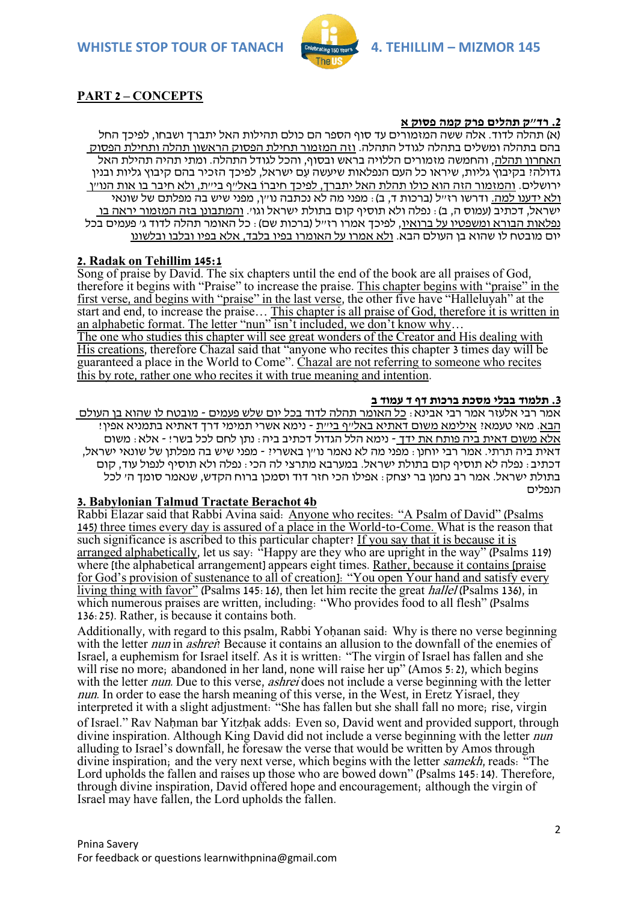## PART 2 – CONCEPTS

### 2. רד"ק תהלים פרק קמה פסוק א

(א) תהלה לדוד. אלה ששה המזמורים עד סוף הספר הם כולם תהילות האל יתברך ושבחו, לפיכך החל בהם בתהלה ומשלים בתהלה לגודל התהלה. וזה המזמור תחילת הפסוק הראשון תהלה ותחילת הפסוק האחרון תהלה, והחמשה מזמורים הללויה בראש ובסוף, והכל לגודל התהלה. ומתי תהיה תהילת האל גדולה? בקיבוץ גליות, שיראו כל העם הנפלאות שיעשה עם ישראל, לפיכך הזכיר בהם קיבוץ גליות ובנין ירושלים. והמזמור הזה הוא כולו תהלת האל יתברך, לפיכך חיברו באל"ף בי"ת, ולא חיבר בו אות הנו"ן ולא ידענו למה. ודרשו רז"ל (ברכות ד, ב): מפני מה לא נכתבה נו"ן, מפני שיש בה מפלתם של שונאי ישראל, דכתיב (עמוס ה, ב): נפלה ולא תוסיף קום בתולת ישראל וגו'. והמתבונן בזה המזמור יראה בו נפלאות הבורא ומשפטיו על ברואין, לפיכך אמרו רז"ל (ברכות שם): כל האומר תהלה לדוד ג' פעמים בכל יום מובטח לו שהוא בן העולם הבא. ולא אמרו על האומרו בפיו בלבד, אלא בפיו ובלבו ובלשונו

### 2. Radak on Tehillim 145:1

Song of praise by David. The six chapters until the end of the book are all praises of God, therefore it begins with "Praise" to increase the praise. This chapter begins with "praise" in the first verse, and begins with "praise" in the last verse, the other five have "Halleluyah" at the start and end, to increase the praise… This chapter is all praise of God, therefore it is written in an alphabetic format. The letter "nun" isn't included, we don't know why…
The one who studies this chapter will see great wonders of the Creator and His dealing with His creations, therefore Chazal said that "anyone who recites this chapter 3 times day will be guaranteed a place in the World to Come". Chazal are not referring to someone who recites this by rote, rather one who recites it with true meaning and intention.

### 3. תלמוד בבלי מסכת ברכות דף ד עמוד ב

אמר רבי אלעזר אמר רבי אבינא: כל האומר תהלה לדוד בכל יום שלש פעמים - מובטח לו שהוא בן העולם הבא. מאי טעמא? אילימא משום דאתיא באלפ"א בית"א - נימא אשרי תמימי דרך דאתיא בתמניא אפין! אלא משום דאית ביה פותח את ידך - נימא הלל הגדול דכתיב ביה: נתן לחם לכל בשר! - אלא: משום דאית ביה תרתי. אמר רבי יוחנן: מפני מה לא נאמר נו"ן באשרי? - מפני שיש בה מפלתן של שונאי ישראל, דכתיב: נפלה לא תוסיף קום בתולת ישראל. במערבא מתרצי לה הכי: נפלה ולא תוסיף לנפול עוד, קום בתולת ישראל. אמר רב נחמן בר יצחק: אפילו הכי חזר דוד וסמכן ברוח הקדש, שנאמר סומך ה' לכל הנופלים

### 3. Babylonian Talmud Tractate Berachot 4b

Rabbi Elazar said that Rabbi Avina said: Anyone who recites: "A Psalm of David" (Psalms 145) three times every day is assured of a place in the World-to-Come. What is the reason that such significance is ascribed to this particular chapter? If you say that it is because it is arranged alphabetically, let us say: "Happy are they who are upright in the way" (Psalms 119) where [the alphabetical arrangement] appears eight times. Rather, because it contains [praise for God's provision of sustenance to all of creation]: "You open Your hand and satisfy every living thing with favor" (Psalms 145:16), then let him recite the great *hallel* (Psalms 136), in which numerous praises are written, including: "Who provides food to all flesh" (Psalms 136:25). Rather, is because it contains both.

Additionally, with regard to this psalm, Rabbi Yoḥanan said: Why is there no verse beginning with the letter *nun* in *ashrei*? Because it contains an allusion to the downfall of the enemies of Israel, a euphemism for Israel itself. As it is written: "The virgin of Israel has fallen and she will rise no more; abandoned in her land, none will raise her up" (Amos 5:2), which begins with the letter *nun*. Due to this verse, *ashrei* does not include a verse beginning with the letter *nun*. In order to ease the harsh meaning of this verse, in the West, in Eretz Yisrael, they interpreted it with a slight adjustment: "She has fallen but she shall fall no more; rise, virgin of Israel." Rav Naḥman bar Yitzḥak adds: Even so, David went and provided support, through divine inspiration. Although King David did not include a verse beginning with the letter *nun* alluding to Israel's downfall, he foresaw the verse that would be written by Amos through divine inspiration; and the very next verse, which begins with the letter *samekh*, reads: "The Lord upholds the fallen and raises up those who are bowed down" (Psalms 145:14). Therefore, through divine inspiration, David offered hope and encouragement; although the virgin of Israel may have fallen, the Lord upholds the fallen.